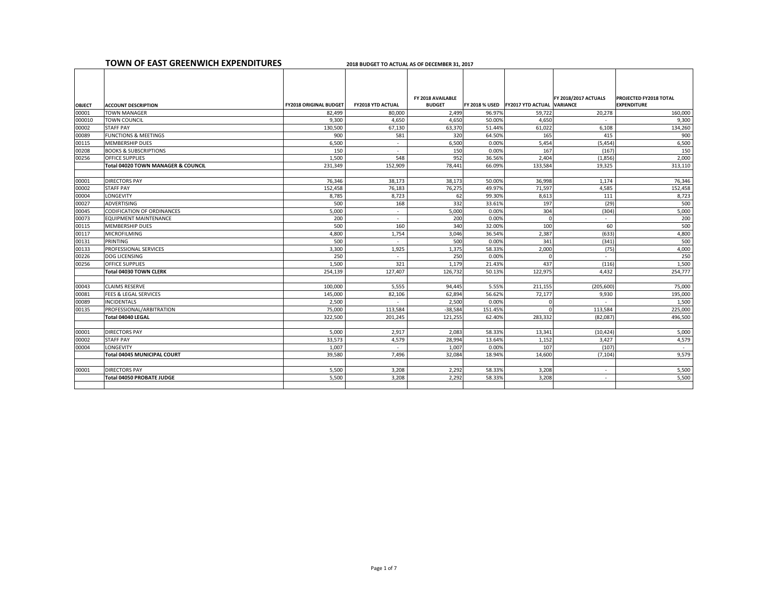# TOWN OF EAST GREENWICH EXPENDITURES

**2018 BUDGET TO ACTUAL AS OF DECEMBER 31, 2017**

| OBJECT | ACCOUNT DESCRIPTION | FY2018 ORIGINAL BUDGET | FY2018 YTD ACTUAL | FY 2018 AVAILABLE BUDGET | FY 2018 % USED | FY2017 YTD ACTUAL | FY 2018/2017 ACTUALS VARIANCE | PROJECTED FY2018 TOTAL EXPENDITURE |
|---|---|---|---|---|---|---|---|---|
| 00001 | TOWN MANAGER | 82,499 | 80,000 | 2,499 | 96.97% | 59,722 | 20,278 | 160,000 |
| 000010 | TOWN COUNCIL | 9,300 | 4,650 | 4,650 | 50.00% | 4,650 | - | 9,300 |
| 00002 | STAFF PAY | 130,500 | 67,130 | 63,370 | 51.44% | 61,022 | 6,108 | 134,260 |
| 00089 | FUNCTIONS & MEETINGS | 900 | 581 | 320 | 64.50% | 165 | 415 | 900 |
| 00115 | MEMBERSHIP DUES | 6,500 | - | 6,500 | 0.00% | 5,454 | (5,454) | 6,500 |
| 00208 | BOOKS & SUBSCRIPTIONS | 150 | - | 150 | 0.00% | 167 | (167) | 150 |
| 00256 | OFFICE SUPPLIES | 1,500 | 548 | 952 | 36.56% | 2,404 | (1,856) | 2,000 |
| | **Total 04020 TOWN MANAGER & COUNCIL** | 231,349 | 152,909 | 78,441 | 66.09% | 133,584 | 19,325 | 313,110 |
| | | | | | | | | |
| 00001 | DIRECTORS PAY | 76,346 | 38,173 | 38,173 | 50.00% | 36,998 | 1,174 | 76,346 |
| 00002 | STAFF PAY | 152,458 | 76,183 | 76,275 | 49.97% | 71,597 | 4,585 | 152,458 |
| 00004 | LONGEVITY | 8,785 | 8,723 | 62 | 99.30% | 8,613 | 111 | 8,723 |
| 00027 | ADVERTISING | 500 | 168 | 332 | 33.61% | 197 | (29) | 500 |
| 00045 | CODIFICATION OF ORDINANCES | 5,000 | - | 5,000 | 0.00% | 304 | (304) | 5,000 |
| 00073 | EQUIPMENT MAINTENANCE | 200 | - | 200 | 0.00% | 0 | - | 200 |
| 00115 | MEMBERSHIP DUES | 500 | 160 | 340 | 32.00% | 100 | 60 | 500 |
| 00117 | MICROFILMING | 4,800 | 1,754 | 3,046 | 36.54% | 2,387 | (633) | 4,800 |
| 00131 | PRINTING | 500 | - | 500 | 0.00% | 341 | (341) | 500 |
| 00133 | PROFESSIONAL SERVICES | 3,300 | 1,925 | 1,375 | 58.33% | 2,000 | (75) | 4,000 |
| 00226 | DOG LICENSING | 250 | - | 250 | 0.00% | 0 | - | 250 |
| 00256 | OFFICE SUPPLIES | 1,500 | 321 | 1,179 | 21.43% | 437 | (116) | 1,500 |
| | **Total 04030 TOWN CLERK** | 254,139 | 127,407 | 126,732 | 50.13% | 122,975 | 4,432 | 254,777 |
| | | | | | | | | |
| 00043 | CLAIMS RESERVE | 100,000 | 5,555 | 94,445 | 5.55% | 211,155 | (205,600) | 75,000 |
| 00081 | FEES & LEGAL SERVICES | 145,000 | 82,106 | 62,894 | 56.62% | 72,177 | 9,930 | 195,000 |
| 00089 | INCIDENTALS | 2,500 | - | 2,500 | 0.00% | 0 | - | 1,500 |
| 00135 | PROFESSIONAL/ARBITRATION | 75,000 | 113,584 | -38,584 | 151.45% | 0 | 113,584 | 225,000 |
| | **Total 04040 LEGAL** | 322,500 | 201,245 | 121,255 | 62.40% | 283,332 | (82,087) | 496,500 |
| | | | | | | | | |
| 00001 | DIRECTORS PAY | 5,000 | 2,917 | 2,083 | 58.33% | 13,341 | (10,424) | 5,000 |
| 00002 | STAFF PAY | 33,573 | 4,579 | 28,994 | 13.64% | 1,152 | 3,427 | 4,579 |
| 00004 | LONGEVITY | 1,007 | - | 1,007 | 0.00% | 107 | (107) | - |
| | **Total 04045 MUNICIPAL COURT** | 39,580 | 7,496 | 32,084 | 18.94% | 14,600 | (7,104) | 9,579 |
| | | | | | | | | |
| 00001 | DIRECTORS PAY | 5,500 | 3,208 | 2,292 | 58.33% | 3,208 | - | 5,500 |
| | **Total 04050 PROBATE JUDGE** | 5,500 | 3,208 | 2,292 | 58.33% | 3,208 | - | 5,500 |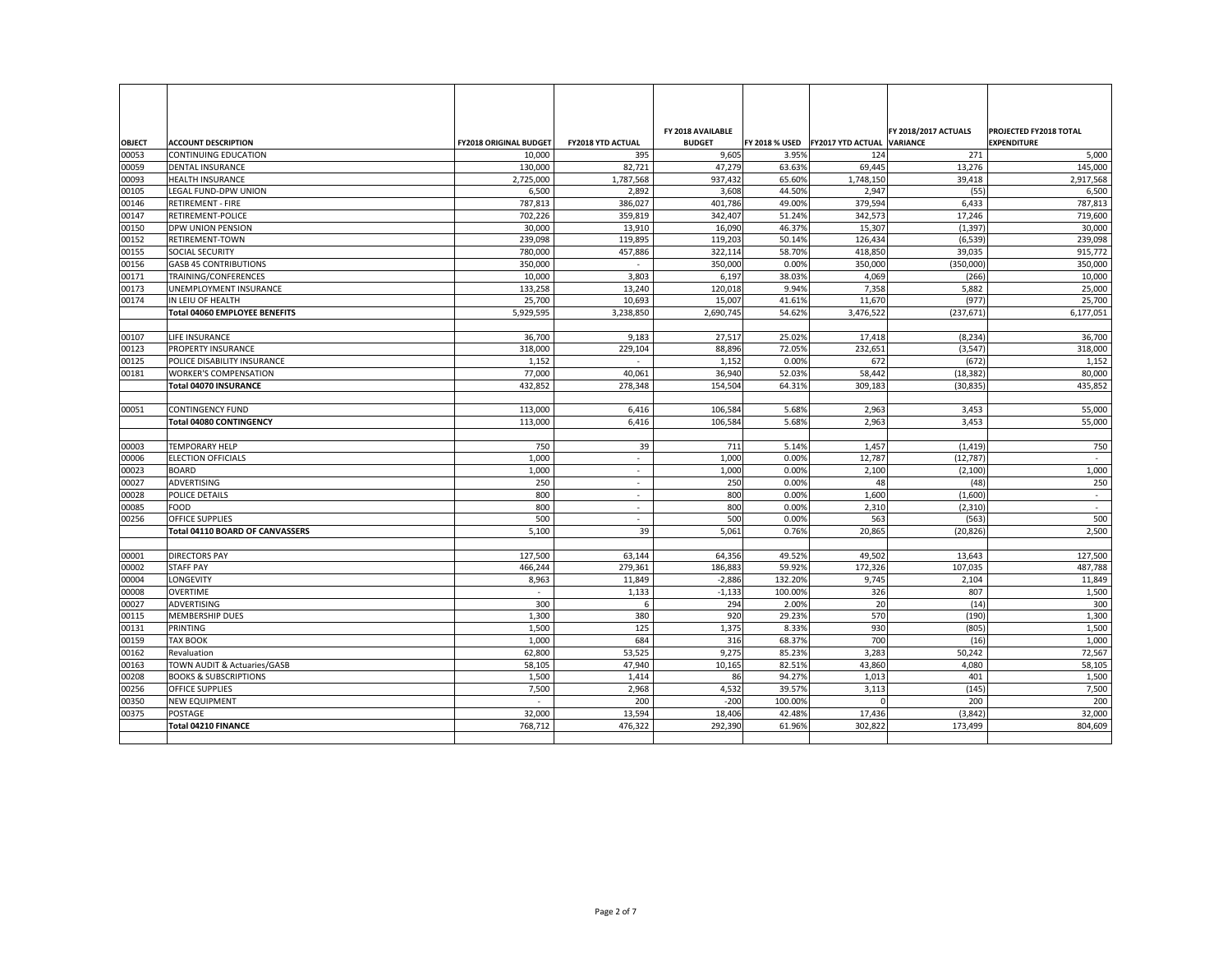| OBJECT | ACCOUNT DESCRIPTION | FY2018 ORIGINAL BUDGET | FY2018 YTD ACTUAL | FY 2018 AVAILABLE BUDGET | FY 2018 % USED | FY2017 YTD ACTUAL | FY 2018/2017 ACTUALS VARIANCE | PROJECTED FY2018 TOTAL EXPENDITURE |
|---|---|---|---|---|---|---|---|---|
| 00053 | CONTINUING EDUCATION | 10,000 | 395 | 9,605 | 3.95% | 124 | 271 | 5,000 |
| 00059 | DENTAL INSURANCE | 130,000 | 82,721 | 47,279 | 63.63% | 69,445 | 13,276 | 145,000 |
| 00093 | HEALTH INSURANCE | 2,725,000 | 1,787,568 | 937,432 | 65.60% | 1,748,150 | 39,418 | 2,917,568 |
| 00105 | LEGAL FUND-DPW UNION | 6,500 | 2,892 | 3,608 | 44.50% | 2,947 | (55) | 6,500 |
| 00146 | RETIREMENT - FIRE | 787,813 | 386,027 | 401,786 | 49.00% | 379,594 | 6,433 | 787,813 |
| 00147 | RETIREMENT-POLICE | 702,226 | 359,819 | 342,407 | 51.24% | 342,573 | 17,246 | 719,600 |
| 00150 | DPW UNION PENSION | 30,000 | 13,910 | 16,090 | 46.37% | 15,307 | (1,397) | 30,000 |
| 00152 | RETIREMENT-TOWN | 239,098 | 119,895 | 119,203 | 50.14% | 126,434 | (6,539) | 239,098 |
| 00155 | SOCIAL SECURITY | 780,000 | 457,886 | 322,114 | 58.70% | 418,850 | 39,035 | 915,772 |
| 00156 | GASB 45 CONTRIBUTIONS | 350,000 | - | 350,000 | 0.00% | 350,000 | (350,000) | 350,000 |
| 00171 | TRAINING/CONFERENCES | 10,000 | 3,803 | 6,197 | 38.03% | 4,069 | (266) | 10,000 |
| 00173 | UNEMPLOYMENT INSURANCE | 133,258 | 13,240 | 120,018 | 9.94% | 7,358 | 5,882 | 25,000 |
| 00174 | IN LEIU OF HEALTH | 25,700 | 10,693 | 15,007 | 41.61% | 11,670 | (977) | 25,700 |
| | **Total 04060 EMPLOYEE BENEFITS** | 5,929,595 | 3,238,850 | 2,690,745 | 54.62% | 3,476,522 | (237,671) | 6,177,051 |
| | | | | | | | | |
| 00107 | LIFE INSURANCE | 36,700 | 9,183 | 27,517 | 25.02% | 17,418 | (8,234) | 36,700 |
| 00123 | PROPERTY INSURANCE | 318,000 | 229,104 | 88,896 | 72.05% | 232,651 | (3,547) | 318,000 |
| 00125 | POLICE DISABILITY INSURANCE | 1,152 | - | 1,152 | 0.00% | 672 | (672) | 1,152 |
| 00181 | WORKER'S COMPENSATION | 77,000 | 40,061 | 36,940 | 52.03% | 58,442 | (18,382) | 80,000 |
| | **Total 04070 INSURANCE** | 432,852 | 278,348 | 154,504 | 64.31% | 309,183 | (30,835) | 435,852 |
| | | | | | | | | |
| 00051 | CONTINGENCY FUND | 113,000 | 6,416 | 106,584 | 5.68% | 2,963 | 3,453 | 55,000 |
| | **Total 04080 CONTINGENCY** | 113,000 | 6,416 | 106,584 | 5.68% | 2,963 | 3,453 | 55,000 |
| | | | | | | | | |
| 00003 | TEMPORARY HELP | 750 | 39 | 711 | 5.14% | 1,457 | (1,419) | 750 |
| 00006 | ELECTION OFFICIALS | 1,000 | - | 1,000 | 0.00% | 12,787 | (12,787) | - |
| 00023 | BOARD | 1,000 | - | 1,000 | 0.00% | 2,100 | (2,100) | 1,000 |
| 00027 | ADVERTISING | 250 | - | 250 | 0.00% | 48 | (48) | 250 |
| 00028 | POLICE DETAILS | 800 | - | 800 | 0.00% | 1,600 | (1,600) | - |
| 00085 | FOOD | 800 | - | 800 | 0.00% | 2,310 | (2,310) | - |
| 00256 | OFFICE SUPPLIES | 500 | - | 500 | 0.00% | 563 | (563) | 500 |
| | **Total 04110 BOARD OF CANVASSERS** | 5,100 | 39 | 5,061 | 0.76% | 20,865 | (20,826) | 2,500 |
| | | | | | | | | |
| 00001 | DIRECTORS PAY | 127,500 | 63,144 | 64,356 | 49.52% | 49,502 | 13,643 | 127,500 |
| 00002 | STAFF PAY | 466,244 | 279,361 | 186,883 | 59.92% | 172,326 | 107,035 | 487,788 |
| 00004 | LONGEVITY | 8,963 | 11,849 | -2,886 | 132.20% | 9,745 | 2,104 | 11,849 |
| 00008 | OVERTIME | - | 1,133 | -1,133 | 100.00% | 326 | 807 | 1,500 |
| 00027 | ADVERTISING | 300 | 6 | 294 | 2.00% | 20 | (14) | 300 |
| 00115 | MEMBERSHIP DUES | 1,300 | 380 | 920 | 29.23% | 570 | (190) | 1,300 |
| 00131 | PRINTING | 1,500 | 125 | 1,375 | 8.33% | 930 | (805) | 1,500 |
| 00159 | TAX BOOK | 1,000 | 684 | 316 | 68.37% | 700 | (16) | 1,000 |
| 00162 | Revaluation | 62,800 | 53,525 | 9,275 | 85.23% | 3,283 | 50,242 | 72,567 |
| 00163 | TOWN AUDIT & Actuaries/GASB | 58,105 | 47,940 | 10,165 | 82.51% | 43,860 | 4,080 | 58,105 |
| 00208 | BOOKS & SUBSCRIPTIONS | 1,500 | 1,414 | 86 | 94.27% | 1,013 | 401 | 1,500 |
| 00256 | OFFICE SUPPLIES | 7,500 | 2,968 | 4,532 | 39.57% | 3,113 | (145) | 7,500 |
| 00350 | NEW EQUIPMENT | - | 200 | -200 | 100.00% | 0 | 200 | 200 |
| 00375 | POSTAGE | 32,000 | 13,594 | 18,406 | 42.48% | 17,436 | (3,842) | 32,000 |
| | **Total 04210 FINANCE** | 768,712 | 476,322 | 292,390 | 61.96% | 302,822 | 173,499 | 804,609 |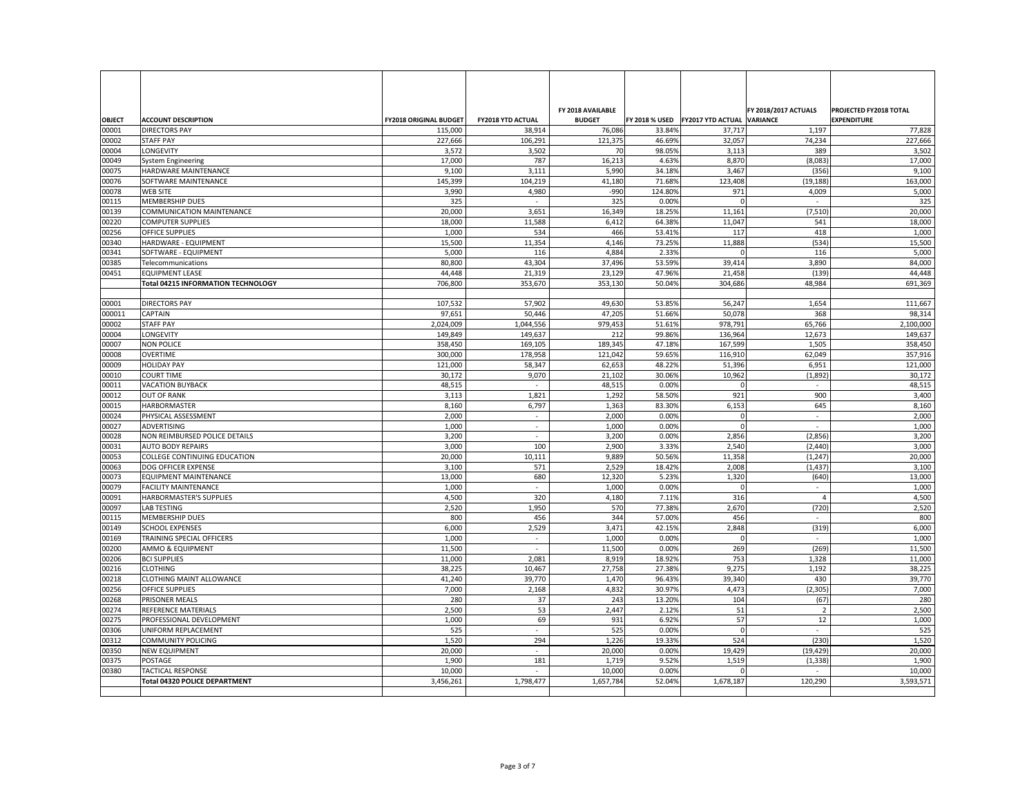| OBJECT | ACCOUNT DESCRIPTION | FY2018 ORIGINAL BUDGET | FY2018 YTD ACTUAL | FY 2018 AVAILABLE BUDGET | FY 2018 % USED | FY2017 YTD ACTUAL | FY 2018/2017 ACTUALS VARIANCE | PROJECTED FY2018 TOTAL EXPENDITURE |
|---|---|---|---|---|---|---|---|---|
| 00001 | DIRECTORS PAY | 115,000 | 38,914 | 76,086 | 33.84% | 37,717 | 1,197 | 77,828 |
| 00002 | STAFF PAY | 227,666 | 106,291 | 121,375 | 46.69% | 32,057 | 74,234 | 227,666 |
| 00004 | LONGEVITY | 3,572 | 3,502 | 70 | 98.05% | 3,113 | 389 | 3,502 |
| 00049 | System Engineering | 17,000 | 787 | 16,213 | 4.63% | 8,870 | (8,083) | 17,000 |
| 00075 | HARDWARE MAINTENANCE | 9,100 | 3,111 | 5,990 | 34.18% | 3,467 | (356) | 9,100 |
| 00076 | SOFTWARE MAINTENANCE | 145,399 | 104,219 | 41,180 | 71.68% | 123,408 | (19,188) | 163,000 |
| 00078 | WEB SITE | 3,990 | 4,980 | -990 | 124.80% | 971 | 4,009 | 5,000 |
| 00115 | MEMBERSHIP DUES | 325 | - | 325 | 0.00% | 0 | - | 325 |
| 00139 | COMMUNICATION MAINTENANCE | 20,000 | 3,651 | 16,349 | 18.25% | 11,161 | (7,510) | 20,000 |
| 00220 | COMPUTER SUPPLIES | 18,000 | 11,588 | 6,412 | 64.38% | 11,047 | 541 | 18,000 |
| 00256 | OFFICE SUPPLIES | 1,000 | 534 | 466 | 53.41% | 117 | 418 | 1,000 |
| 00340 | HARDWARE - EQUIPMENT | 15,500 | 11,354 | 4,146 | 73.25% | 11,888 | (534) | 15,500 |
| 00341 | SOFTWARE - EQUIPMENT | 5,000 | 116 | 4,884 | 2.33% | 0 | 116 | 5,000 |
| 00385 | Telecommunications | 80,800 | 43,304 | 37,496 | 53.59% | 39,414 | 3,890 | 84,000 |
| 00451 | EQUIPMENT LEASE | 44,448 | 21,319 | 23,129 | 47.96% | 21,458 | (139) | 44,448 |
| | **Total 04215 INFORMATION TECHNOLOGY** | 706,800 | 353,670 | 353,130 | 50.04% | 304,686 | 48,984 | 691,369 |
| | | | | | | | | |
| 00001 | DIRECTORS PAY | 107,532 | 57,902 | 49,630 | 53.85% | 56,247 | 1,654 | 111,667 |
| 000011 | CAPTAIN | 97,651 | 50,446 | 47,205 | 51.66% | 50,078 | 368 | 98,314 |
| 00002 | STAFF PAY | 2,024,009 | 1,044,556 | 979,453 | 51.61% | 978,791 | 65,766 | 2,100,000 |
| 00004 | LONGEVITY | 149,849 | 149,637 | 212 | 99.86% | 136,964 | 12,673 | 149,637 |
| 00007 | NON POLICE | 358,450 | 169,105 | 189,345 | 47.18% | 167,599 | 1,505 | 358,450 |
| 00008 | OVERTIME | 300,000 | 178,958 | 121,042 | 59.65% | 116,910 | 62,049 | 357,916 |
| 00009 | HOLIDAY PAY | 121,000 | 58,347 | 62,653 | 48.22% | 51,396 | 6,951 | 121,000 |
| 00010 | COURT TIME | 30,172 | 9,070 | 21,102 | 30.06% | 10,962 | (1,892) | 30,172 |
| 00011 | VACATION BUYBACK | 48,515 | - | 48,515 | 0.00% | 0 | - | 48,515 |
| 00012 | OUT OF RANK | 3,113 | 1,821 | 1,292 | 58.50% | 921 | 900 | 3,400 |
| 00015 | HARBORMASTER | 8,160 | 6,797 | 1,363 | 83.30% | 6,153 | 645 | 8,160 |
| 00024 | PHYSICAL ASSESSMENT | 2,000 | - | 2,000 | 0.00% | 0 | - | 2,000 |
| 00027 | ADVERTISING | 1,000 | - | 1,000 | 0.00% | 0 | - | 1,000 |
| 00028 | NON REIMBURSED POLICE DETAILS | 3,200 | - | 3,200 | 0.00% | 2,856 | (2,856) | 3,200 |
| 00031 | AUTO BODY REPAIRS | 3,000 | 100 | 2,900 | 3.33% | 2,540 | (2,440) | 3,000 |
| 00053 | COLLEGE CONTINUING EDUCATION | 20,000 | 10,111 | 9,889 | 50.56% | 11,358 | (1,247) | 20,000 |
| 00063 | DOG OFFICER EXPENSE | 3,100 | 571 | 2,529 | 18.42% | 2,008 | (1,437) | 3,100 |
| 00073 | EQUIPMENT MAINTENANCE | 13,000 | 680 | 12,320 | 5.23% | 1,320 | (640) | 13,000 |
| 00079 | FACILITY MAINTENANCE | 1,000 | - | 1,000 | 0.00% | 0 | - | 1,000 |
| 00091 | HARBORMASTER'S SUPPLIES | 4,500 | 320 | 4,180 | 7.11% | 316 | 4 | 4,500 |
| 00097 | LAB TESTING | 2,520 | 1,950 | 570 | 77.38% | 2,670 | (720) | 2,520 |
| 00115 | MEMBERSHIP DUES | 800 | 456 | 344 | 57.00% | 456 | - | 800 |
| 00149 | SCHOOL EXPENSES | 6,000 | 2,529 | 3,471 | 42.15% | 2,848 | (319) | 6,000 |
| 00169 | TRAINING SPECIAL OFFICERS | 1,000 | - | 1,000 | 0.00% | 0 | - | 1,000 |
| 00200 | AMMO & EQUIPMENT | 11,500 | - | 11,500 | 0.00% | 269 | (269) | 11,500 |
| 00206 | BCI SUPPLIES | 11,000 | 2,081 | 8,919 | 18.92% | 753 | 1,328 | 11,000 |
| 00216 | CLOTHING | 38,225 | 10,467 | 27,758 | 27.38% | 9,275 | 1,192 | 38,225 |
| 00218 | CLOTHING MAINT ALLOWANCE | 41,240 | 39,770 | 1,470 | 96.43% | 39,340 | 430 | 39,770 |
| 00256 | OFFICE SUPPLIES | 7,000 | 2,168 | 4,832 | 30.97% | 4,473 | (2,305) | 7,000 |
| 00268 | PRISONER MEALS | 280 | 37 | 243 | 13.20% | 104 | (67) | 280 |
| 00274 | REFERENCE MATERIALS | 2,500 | 53 | 2,447 | 2.12% | 51 | 2 | 2,500 |
| 00275 | PROFESSIONAL DEVELOPMENT | 1,000 | 69 | 931 | 6.92% | 57 | 12 | 1,000 |
| 00306 | UNIFORM REPLACEMENT | 525 | - | 525 | 0.00% | 0 | - | 525 |
| 00312 | COMMUNITY POLICING | 1,520 | 294 | 1,226 | 19.33% | 524 | (230) | 1,520 |
| 00350 | NEW EQUIPMENT | 20,000 | - | 20,000 | 0.00% | 19,429 | (19,429) | 20,000 |
| 00375 | POSTAGE | 1,900 | 181 | 1,719 | 9.52% | 1,519 | (1,338) | 1,900 |
| 00380 | TACTICAL RESPONSE | 10,000 | - | 10,000 | 0.00% | 0 | - | 10,000 |
| | **Total 04320 POLICE DEPARTMENT** | 3,456,261 | 1,798,477 | 1,657,784 | 52.04% | 1,678,187 | 120,290 | 3,593,571 |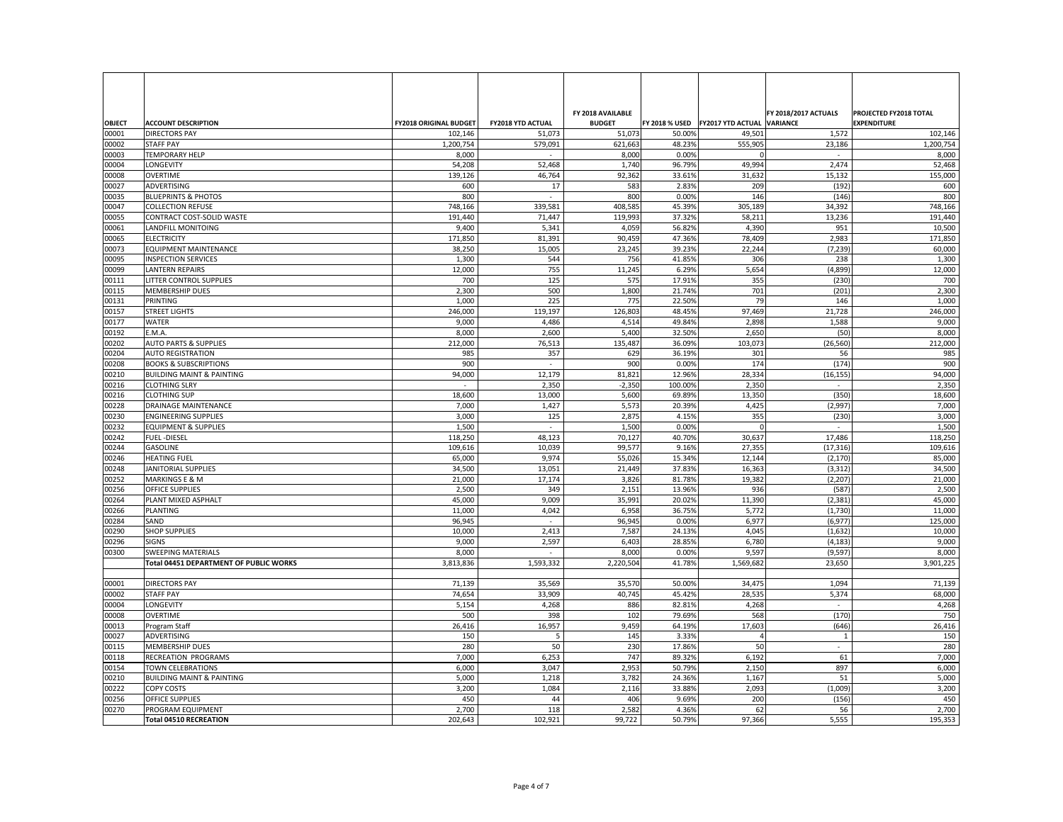| OBJECT | ACCOUNT DESCRIPTION | FY2018 ORIGINAL BUDGET | FY2018 YTD ACTUAL | FY 2018 AVAILABLE BUDGET | FY 2018 % USED | FY2017 YTD ACTUAL | FY 2018/2017 ACTUALS VARIANCE | PROJECTED FY2018 TOTAL EXPENDITURE |
|---|---|---|---|---|---|---|---|---|
| 00001 | DIRECTORS PAY | 102,146 | 51,073 | 51,073 | 50.00% | 49,501 | 1,572 | 102,146 |
| 00002 | STAFF PAY | 1,200,754 | 579,091 | 621,663 | 48.23% | 555,905 | 23,186 | 1,200,754 |
| 00003 | TEMPORARY HELP | 8,000 | - | 8,000 | 0.00% | 0 | - | 8,000 |
| 00004 | LONGEVITY | 54,208 | 52,468 | 1,740 | 96.79% | 49,994 | 2,474 | 52,468 |
| 00008 | OVERTIME | 139,126 | 46,764 | 92,362 | 33.61% | 31,632 | 15,132 | 155,000 |
| 00027 | ADVERTISING | 600 | 17 | 583 | 2.83% | 209 | (192) | 600 |
| 00035 | BLUEPRINTS & PHOTOS | 800 | - | 800 | 0.00% | 146 | (146) | 800 |
| 00047 | COLLECTION REFUSE | 748,166 | 339,581 | 408,585 | 45.39% | 305,189 | 34,392 | 748,166 |
| 00055 | CONTRACT COST-SOLID WASTE | 191,440 | 71,447 | 119,993 | 37.32% | 58,211 | 13,236 | 191,440 |
| 00061 | LANDFILL MONITOING | 9,400 | 5,341 | 4,059 | 56.82% | 4,390 | 951 | 10,500 |
| 00065 | ELECTRICITY | 171,850 | 81,391 | 90,459 | 47.36% | 78,409 | 2,983 | 171,850 |
| 00073 | EQUIPMENT MAINTENANCE | 38,250 | 15,005 | 23,245 | 39.23% | 22,244 | (7,239) | 60,000 |
| 00095 | INSPECTION SERVICES | 1,300 | 544 | 756 | 41.85% | 306 | 238 | 1,300 |
| 00099 | LANTERN REPAIRS | 12,000 | 755 | 11,245 | 6.29% | 5,654 | (4,899) | 12,000 |
| 00111 | LITTER CONTROL SUPPLIES | 700 | 125 | 575 | 17.91% | 355 | (230) | 700 |
| 00115 | MEMBERSHIP DUES | 2,300 | 500 | 1,800 | 21.74% | 701 | (201) | 2,300 |
| 00131 | PRINTING | 1,000 | 225 | 775 | 22.50% | 79 | 146 | 1,000 |
| 00157 | STREET LIGHTS | 246,000 | 119,197 | 126,803 | 48.45% | 97,469 | 21,728 | 246,000 |
| 00177 | WATER | 9,000 | 4,486 | 4,514 | 49.84% | 2,898 | 1,588 | 9,000 |
| 00192 | E.M.A. | 8,000 | 2,600 | 5,400 | 32.50% | 2,650 | (50) | 8,000 |
| 00202 | AUTO PARTS & SUPPLIES | 212,000 | 76,513 | 135,487 | 36.09% | 103,073 | (26,560) | 212,000 |
| 00204 | AUTO REGISTRATION | 985 | 357 | 629 | 36.19% | 301 | 56 | 985 |
| 00208 | BOOKS & SUBSCRIPTIONS | 900 | - | 900 | 0.00% | 174 | (174) | 900 |
| 00210 | BUILDING MAINT & PAINTING | 94,000 | 12,179 | 81,821 | 12.96% | 28,334 | (16,155) | 94,000 |
| 00216 | CLOTHING SLRY | - | 2,350 | -2,350 | 100.00% | 2,350 | - | 2,350 |
| 00216 | CLOTHING SUP | 18,600 | 13,000 | 5,600 | 69.89% | 13,350 | (350) | 18,600 |
| 00228 | DRAINAGE MAINTENANCE | 7,000 | 1,427 | 5,573 | 20.39% | 4,425 | (2,997) | 7,000 |
| 00230 | ENGINEERING SUPPLIES | 3,000 | 125 | 2,875 | 4.15% | 355 | (230) | 3,000 |
| 00232 | EQUIPMENT & SUPPLIES | 1,500 | - | 1,500 | 0.00% | 0 | - | 1,500 |
| 00242 | FUEL -DIESEL | 118,250 | 48,123 | 70,127 | 40.70% | 30,637 | 17,486 | 118,250 |
| 00244 | GASOLINE | 109,616 | 10,039 | 99,577 | 9.16% | 27,355 | (17,316) | 109,616 |
| 00246 | HEATING FUEL | 65,000 | 9,974 | 55,026 | 15.34% | 12,144 | (2,170) | 85,000 |
| 00248 | JANITORIAL SUPPLIES | 34,500 | 13,051 | 21,449 | 37.83% | 16,363 | (3,312) | 34,500 |
| 00252 | MARKINGS E & M | 21,000 | 17,174 | 3,826 | 81.78% | 19,382 | (2,207) | 21,000 |
| 00256 | OFFICE SUPPLIES | 2,500 | 349 | 2,151 | 13.96% | 936 | (587) | 2,500 |
| 00264 | PLANT MIXED ASPHALT | 45,000 | 9,009 | 35,991 | 20.02% | 11,390 | (2,381) | 45,000 |
| 00266 | PLANTING | 11,000 | 4,042 | 6,958 | 36.75% | 5,772 | (1,730) | 11,000 |
| 00284 | SAND | 96,945 | - | 96,945 | 0.00% | 6,977 | (6,977) | 125,000 |
| 00290 | SHOP SUPPLIES | 10,000 | 2,413 | 7,587 | 24.13% | 4,045 | (1,632) | 10,000 |
| 00296 | SIGNS | 9,000 | 2,597 | 6,403 | 28.85% | 6,780 | (4,183) | 9,000 |
| 00300 | SWEEPING MATERIALS | 8,000 | - | 8,000 | 0.00% | 9,597 | (9,597) | 8,000 |
| | **Total 04451 DEPARTMENT OF PUBLIC WORKS** | 3,813,836 | 1,593,332 | 2,220,504 | 41.78% | 1,569,682 | 23,650 | 3,901,225 |
| | | | | | | | | |
| 00001 | DIRECTORS PAY | 71,139 | 35,569 | 35,570 | 50.00% | 34,475 | 1,094 | 71,139 |
| 00002 | STAFF PAY | 74,654 | 33,909 | 40,745 | 45.42% | 28,535 | 5,374 | 68,000 |
| 00004 | LONGEVITY | 5,154 | 4,268 | 886 | 82.81% | 4,268 | - | 4,268 |
| 00008 | OVERTIME | 500 | 398 | 102 | 79.69% | 568 | (170) | 750 |
| 00013 | Program Staff | 26,416 | 16,957 | 9,459 | 64.19% | 17,603 | (646) | 26,416 |
| 00027 | ADVERTISING | 150 | 5 | 145 | 3.33% | 4 | 1 | 150 |
| 00115 | MEMBERSHIP DUES | 280 | 50 | 230 | 17.86% | 50 | - | 280 |
| 00118 | RECREATION PROGRAMS | 7,000 | 6,253 | 747 | 89.32% | 6,192 | 61 | 7,000 |
| 00154 | TOWN CELEBRATIONS | 6,000 | 3,047 | 2,953 | 50.79% | 2,150 | 897 | 6,000 |
| 00210 | BUILDING MAINT & PAINTING | 5,000 | 1,218 | 3,782 | 24.36% | 1,167 | 51 | 5,000 |
| 00222 | COPY COSTS | 3,200 | 1,084 | 2,116 | 33.88% | 2,093 | (1,009) | 3,200 |
| 00256 | OFFICE SUPPLIES | 450 | 44 | 406 | 9.69% | 200 | (156) | 450 |
| 00270 | PROGRAM EQUIPMENT | 2,700 | 118 | 2,582 | 4.36% | 62 | 56 | 2,700 |
| | **Total 04510 RECREATION** | 202,643 | 102,921 | 99,722 | 50.79% | 97,366 | 5,555 | 195,353 |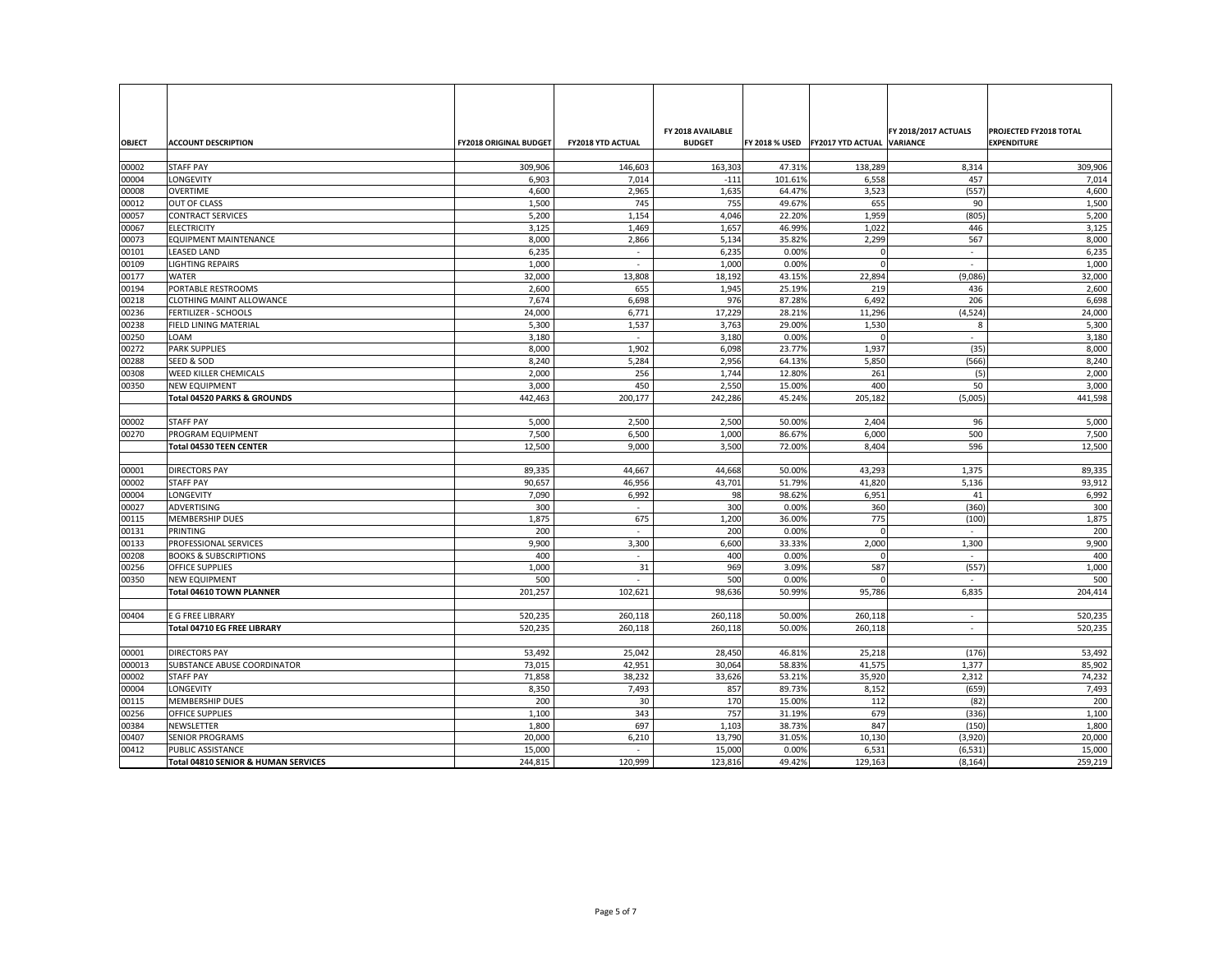| OBJECT | ACCOUNT DESCRIPTION | FY2018 ORIGINAL BUDGET | FY2018 YTD ACTUAL | FY 2018 AVAILABLE BUDGET | FY 2018 % USED | FY2017 YTD ACTUAL | FY 2018/2017 ACTUALS VARIANCE | PROJECTED FY2018 TOTAL EXPENDITURE |
|---|---|---|---|---|---|---|---|---|
| 00002 | STAFF PAY | 309,906 | 146,603 | 163,303 | 47.31% | 138,289 | 8,314 | 309,906 |
| 00004 | LONGEVITY | 6,903 | 7,014 | -111 | 101.61% | 6,558 | 457 | 7,014 |
| 00008 | OVERTIME | 4,600 | 2,965 | 1,635 | 64.47% | 3,523 | (557) | 4,600 |
| 00012 | OUT OF CLASS | 1,500 | 745 | 755 | 49.67% | 655 | 90 | 1,500 |
| 00057 | CONTRACT SERVICES | 5,200 | 1,154 | 4,046 | 22.20% | 1,959 | (805) | 5,200 |
| 00067 | ELECTRICITY | 3,125 | 1,469 | 1,657 | 46.99% | 1,022 | 446 | 3,125 |
| 00073 | EQUIPMENT MAINTENANCE | 8,000 | 2,866 | 5,134 | 35.82% | 2,299 | 567 | 8,000 |
| 00101 | LEASED LAND | 6,235 | - | 6,235 | 0.00% | 0 | - | 6,235 |
| 00109 | LIGHTING REPAIRS | 1,000 | - | 1,000 | 0.00% | 0 | - | 1,000 |
| 00177 | WATER | 32,000 | 13,808 | 18,192 | 43.15% | 22,894 | (9,086) | 32,000 |
| 00194 | PORTABLE RESTROOMS | 2,600 | 655 | 1,945 | 25.19% | 219 | 436 | 2,600 |
| 00218 | CLOTHING MAINT ALLOWANCE | 7,674 | 6,698 | 976 | 87.28% | 6,492 | 206 | 6,698 |
| 00236 | FERTILIZER - SCHOOLS | 24,000 | 6,771 | 17,229 | 28.21% | 11,296 | (4,524) | 24,000 |
| 00238 | FIELD LINING MATERIAL | 5,300 | 1,537 | 3,763 | 29.00% | 1,530 | 8 | 5,300 |
| 00250 | LOAM | 3,180 | - | 3,180 | 0.00% | 0 | - | 3,180 |
| 00272 | PARK SUPPLIES | 8,000 | 1,902 | 6,098 | 23.77% | 1,937 | (35) | 8,000 |
| 00288 | SEED & SOD | 8,240 | 5,284 | 2,956 | 64.13% | 5,850 | (566) | 8,240 |
| 00308 | WEED KILLER CHEMICALS | 2,000 | 256 | 1,744 | 12.80% | 261 | (5) | 2,000 |
| 00350 | NEW EQUIPMENT | 3,000 | 450 | 2,550 | 15.00% | 400 | 50 | 3,000 |
| | **Total 04520 PARKS & GROUNDS** | 442,463 | 200,177 | 242,286 | 45.24% | 205,182 | (5,005) | 441,598 |
| | | | | | | | | |
| 00002 | STAFF PAY | 5,000 | 2,500 | 2,500 | 50.00% | 2,404 | 96 | 5,000 |
| 00270 | PROGRAM EQUIPMENT | 7,500 | 6,500 | 1,000 | 86.67% | 6,000 | 500 | 7,500 |
| | **Total 04530 TEEN CENTER** | 12,500 | 9,000 | 3,500 | 72.00% | 8,404 | 596 | 12,500 |
| | | | | | | | | |
| 00001 | DIRECTORS PAY | 89,335 | 44,667 | 44,668 | 50.00% | 43,293 | 1,375 | 89,335 |
| 00002 | STAFF PAY | 90,657 | 46,956 | 43,701 | 51.79% | 41,820 | 5,136 | 93,912 |
| 00004 | LONGEVITY | 7,090 | 6,992 | 98 | 98.62% | 6,951 | 41 | 6,992 |
| 00027 | ADVERTISING | 300 | - | 300 | 0.00% | 360 | (360) | 300 |
| 00115 | MEMBERSHIP DUES | 1,875 | 675 | 1,200 | 36.00% | 775 | (100) | 1,875 |
| 00131 | PRINTING | 200 | - | 200 | 0.00% | 0 | - | 200 |
| 00133 | PROFESSIONAL SERVICES | 9,900 | 3,300 | 6,600 | 33.33% | 2,000 | 1,300 | 9,900 |
| 00208 | BOOKS & SUBSCRIPTIONS | 400 | - | 400 | 0.00% | 0 | - | 400 |
| 00256 | OFFICE SUPPLIES | 1,000 | 31 | 969 | 3.09% | 587 | (557) | 1,000 |
| 00350 | NEW EQUIPMENT | 500 | - | 500 | 0.00% | 0 | - | 500 |
| | **Total 04610 TOWN PLANNER** | 201,257 | 102,621 | 98,636 | 50.99% | 95,786 | 6,835 | 204,414 |
| | | | | | | | | |
| 00404 | E G FREE LIBRARY | 520,235 | 260,118 | 260,118 | 50.00% | 260,118 | - | 520,235 |
| | **Total 04710 EG FREE LIBRARY** | 520,235 | 260,118 | 260,118 | 50.00% | 260,118 | - | 520,235 |
| | | | | | | | | |
| 00001 | DIRECTORS PAY | 53,492 | 25,042 | 28,450 | 46.81% | 25,218 | (176) | 53,492 |
| 000013 | SUBSTANCE ABUSE COORDINATOR | 73,015 | 42,951 | 30,064 | 58.83% | 41,575 | 1,377 | 85,902 |
| 00002 | STAFF PAY | 71,858 | 38,232 | 33,626 | 53.21% | 35,920 | 2,312 | 74,232 |
| 00004 | LONGEVITY | 8,350 | 7,493 | 857 | 89.73% | 8,152 | (659) | 7,493 |
| 00115 | MEMBERSHIP DUES | 200 | 30 | 170 | 15.00% | 112 | (82) | 200 |
| 00256 | OFFICE SUPPLIES | 1,100 | 343 | 757 | 31.19% | 679 | (336) | 1,100 |
| 00384 | NEWSLETTER | 1,800 | 697 | 1,103 | 38.73% | 847 | (150) | 1,800 |
| 00407 | SENIOR PROGRAMS | 20,000 | 6,210 | 13,790 | 31.05% | 10,130 | (3,920) | 20,000 |
| 00412 | PUBLIC ASSISTANCE | 15,000 | - | 15,000 | 0.00% | 6,531 | (6,531) | 15,000 |
| | **Total 04810 SENIOR & HUMAN SERVICES** | 244,815 | 120,999 | 123,816 | 49.42% | 129,163 | (8,164) | 259,219 |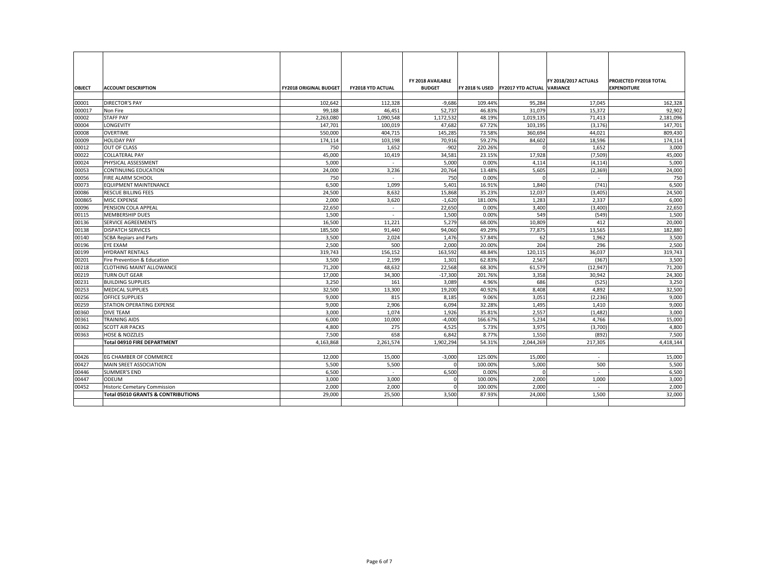| OBJECT | ACCOUNT DESCRIPTION | FY2018 ORIGINAL BUDGET | FY2018 YTD ACTUAL | FY 2018 AVAILABLE BUDGET | FY 2018 % USED | FY2017 YTD ACTUAL | FY 2018/2017 ACTUALS VARIANCE | PROJECTED FY2018 TOTAL EXPENDITURE |
|---|---|---|---|---|---|---|---|---|
| 00001 | DIRECTOR'S PAY | 102,642 | 112,328 | -9,686 | 109.44% | 95,284 | 17,045 | 162,328 |
| 000017 | Non Fire | 99,188 | 46,451 | 52,737 | 46.83% | 31,079 | 15,372 | 92,902 |
| 00002 | STAFF PAY | 2,263,080 | 1,090,548 | 1,172,532 | 48.19% | 1,019,135 | 71,413 | 2,181,096 |
| 00004 | LONGEVITY | 147,701 | 100,019 | 47,682 | 67.72% | 103,195 | (3,176) | 147,701 |
| 00008 | OVERTIME | 550,000 | 404,715 | 145,285 | 73.58% | 360,694 | 44,021 | 809,430 |
| 00009 | HOLIDAY PAY | 174,114 | 103,198 | 70,916 | 59.27% | 84,602 | 18,596 | 174,114 |
| 00012 | OUT OF CLASS | 750 | 1,652 | -902 | 220.26% | 0 | 1,652 | 3,000 |
| 00022 | COLLATERAL PAY | 45,000 | 10,419 | 34,581 | 23.15% | 17,928 | (7,509) | 45,000 |
| 00024 | PHYSICAL ASSESSMENT | 5,000 | - | 5,000 | 0.00% | 4,114 | (4,114) | 5,000 |
| 00053 | CONTINUING EDUCATION | 24,000 | 3,236 | 20,764 | 13.48% | 5,605 | (2,369) | 24,000 |
| 00056 | FIRE ALARM SCHOOL | 750 | - | 750 | 0.00% | 0 | - | 750 |
| 00073 | EQUIPMENT MAINTENANCE | 6,500 | 1,099 | 5,401 | 16.91% | 1,840 | (741) | 6,500 |
| 00086 | RESCUE BILLING FEES | 24,500 | 8,632 | 15,868 | 35.23% | 12,037 | (3,405) | 24,500 |
| 000865 | MISC EXPENSE | 2,000 | 3,620 | -1,620 | 181.00% | 1,283 | 2,337 | 6,000 |
| 00096 | PENSION COLA APPEAL | 22,650 | - | 22,650 | 0.00% | 3,400 | (3,400) | 22,650 |
| 00115 | MEMBERSHIP DUES | 1,500 | - | 1,500 | 0.00% | 549 | (549) | 1,500 |
| 00136 | SERVICE AGREEMENTS | 16,500 | 11,221 | 5,279 | 68.00% | 10,809 | 412 | 20,000 |
| 00138 | DISPATCH SERVICES | 185,500 | 91,440 | 94,060 | 49.29% | 77,875 | 13,565 | 182,880 |
| 00140 | SCBA Repiars and Parts | 3,500 | 2,024 | 1,476 | 57.84% | 62 | 1,962 | 3,500 |
| 00196 | EYE EXAM | 2,500 | 500 | 2,000 | 20.00% | 204 | 296 | 2,500 |
| 00199 | HYDRANT RENTALS | 319,743 | 156,152 | 163,592 | 48.84% | 120,115 | 36,037 | 319,743 |
| 00201 | Fire Prevention & Education | 3,500 | 2,199 | 1,301 | 62.83% | 2,567 | (367) | 3,500 |
| 00218 | CLOTHING MAINT ALLOWANCE | 71,200 | 48,632 | 22,568 | 68.30% | 61,579 | (12,947) | 71,200 |
| 00219 | TURN OUT GEAR | 17,000 | 34,300 | -17,300 | 201.76% | 3,358 | 30,942 | 24,300 |
| 00231 | BUILDING SUPPLIES | 3,250 | 161 | 3,089 | 4.96% | 686 | (525) | 3,250 |
| 00253 | MEDICAL SUPPLIES | 32,500 | 13,300 | 19,200 | 40.92% | 8,408 | 4,892 | 32,500 |
| 00256 | OFFICE SUPPLIES | 9,000 | 815 | 8,185 | 9.06% | 3,051 | (2,236) | 9,000 |
| 00259 | STATION OPERATING EXPENSE | 9,000 | 2,906 | 6,094 | 32.28% | 1,495 | 1,410 | 9,000 |
| 00360 | DIVE TEAM | 3,000 | 1,074 | 1,926 | 35.81% | 2,557 | (1,482) | 3,000 |
| 00361 | TRAINING AIDS | 6,000 | 10,000 | -4,000 | 166.67% | 5,234 | 4,766 | 15,000 |
| 00362 | SCOTT AIR PACKS | 4,800 | 275 | 4,525 | 5.73% | 3,975 | (3,700) | 4,800 |
| 00363 | HOSE & NOZZLES | 7,500 | 658 | 6,842 | 8.77% | 1,550 | (892) | 7,500 |
| | **Total 04910 FIRE DEPARTMENT** | 4,163,868 | 2,261,574 | 1,902,294 | 54.31% | 2,044,269 | 217,305 | 4,418,144 |
| | | | | | | | | |
| 00426 | EG CHAMBER OF COMMERCE | 12,000 | 15,000 | -3,000 | 125.00% | 15,000 | - | 15,000 |
| 00427 | MAIN SREET ASSOCIATION | 5,500 | 5,500 | 0 | 100.00% | 5,000 | 500 | 5,500 |
| 00446 | SUMMER'S END | 6,500 | - | 6,500 | 0.00% | 0 | - | 6,500 |
| 00447 | ODEUM | 3,000 | 3,000 | 0 | 100.00% | 2,000 | 1,000 | 3,000 |
| 00452 | Historic Cemetary Commission | 2,000 | 2,000 | 0 | 100.00% | 2,000 | - | 2,000 |
| | **Total 05010 GRANTS & CONTRIBUTIONS** | 29,000 | 25,500 | 3,500 | 87.93% | 24,000 | 1,500 | 32,000 |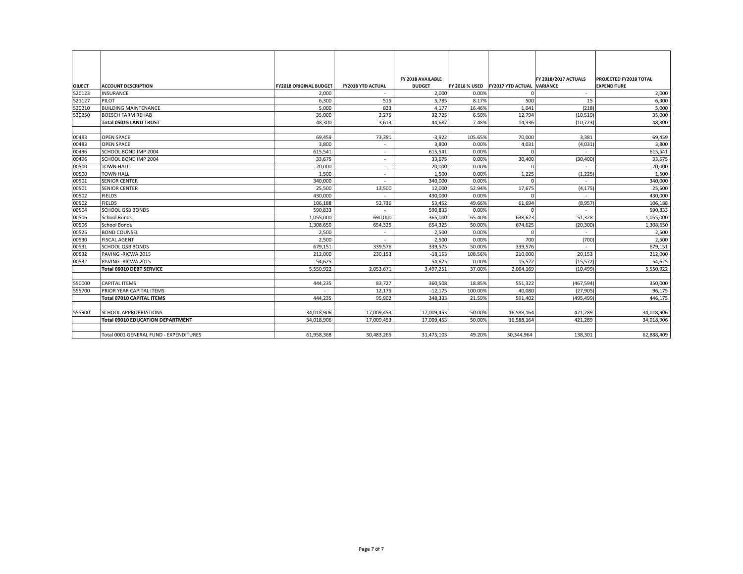| OBJECT | ACCOUNT DESCRIPTION | FY2018 ORIGINAL BUDGET | FY2018 YTD ACTUAL | FY 2018 AVAILABLE BUDGET | FY 2018 % USED | FY2017 YTD ACTUAL | FY 2018/2017 ACTUALS VARIANCE | PROJECTED FY2018 TOTAL EXPENDITURE |
|---|---|---|---|---|---|---|---|---|
| 520123 | INSURANCE | 2,000 | - | 2,000 | 0.00% | 0 | - | 2,000 |
| 521127 | PILOT | 6,300 | 515 | 5,785 | 8.17% | 500 | 15 | 6,300 |
| 530210 | BUILDING MAINTENANCE | 5,000 | 823 | 4,177 | 16.46% | 1,041 | (218) | 5,000 |
| 530250 | BOESCH FARM REHAB | 35,000 | 2,275 | 32,725 | 6.50% | 12,794 | (10,519) | 35,000 |
| | **Total 05015 LAND TRUST** | 48,300 | 3,613 | 44,687 | 7.48% | 14,336 | (10,723) | 48,300 |
| | | | | | | | | |
| 00483 | OPEN SPACE | 69,459 | 73,381 | -3,922 | 105.65% | 70,000 | 3,381 | 69,459 |
| 00483 | OPEN SPACE | 3,800 | - | 3,800 | 0.00% | 4,031 | (4,031) | 3,800 |
| 00496 | SCHOOL BOND IMP 2004 | 615,541 | - | 615,541 | 0.00% | 0 | - | 615,541 |
| 00496 | SCHOOL BOND IMP 2004 | 33,675 | - | 33,675 | 0.00% | 30,400 | (30,400) | 33,675 |
| 00500 | TOWN HALL | 20,000 | - | 20,000 | 0.00% | 0 | - | 20,000 |
| 00500 | TOWN HALL | 1,500 | - | 1,500 | 0.00% | 1,225 | (1,225) | 1,500 |
| 00501 | SENIOR CENTER | 340,000 | - | 340,000 | 0.00% | 0 | - | 340,000 |
| 00501 | SENIOR CENTER | 25,500 | 13,500 | 12,000 | 52.94% | 17,675 | (4,175) | 25,500 |
| 00502 | FIELDS | 430,000 | - | 430,000 | 0.00% | 0 | - | 430,000 |
| 00502 | FIELDS | 106,188 | 52,736 | 53,452 | 49.66% | 61,694 | (8,957) | 106,188 |
| 00504 | SCHOOL QSB BONDS | 590,833 | - | 590,833 | 0.00% | 0 | - | 590,833 |
| 00506 | School Bonds | 1,055,000 | 690,000 | 365,000 | 65.40% | 638,673 | 51,328 | 1,055,000 |
| 00506 | School Bonds | 1,308,650 | 654,325 | 654,325 | 50.00% | 674,625 | (20,300) | 1,308,650 |
| 00525 | BOND COUNSEL | 2,500 | - | 2,500 | 0.00% | 0 | - | 2,500 |
| 00530 | FISCAL AGENT | 2,500 | - | 2,500 | 0.00% | 700 | (700) | 2,500 |
| 00531 | SCHOOL QSB BONDS | 679,151 | 339,576 | 339,575 | 50.00% | 339,576 | - | 679,151 |
| 00532 | PAVING -RICWA 2015 | 212,000 | 230,153 | -18,153 | 108.56% | 210,000 | 20,153 | 212,000 |
| 00532 | PAVING -RICWA 2015 | 54,625 | - | 54,625 | 0.00% | 15,572 | (15,572) | 54,625 |
| | **Total 06010 DEBT SERVICE** | 5,550,922 | 2,053,671 | 3,497,251 | 37.00% | 2,064,169 | (10,499) | 5,550,922 |
| | | | | | | | | |
| 550000 | CAPITAL ITEMS | 444,235 | 83,727 | 360,508 | 18.85% | 551,322 | (467,594) | 350,000 |
| 555700 | PRIOR YEAR CAPITAL ITEMS | - | 12,175 | -12,175 | 100.00% | 40,080 | (27,905) | 96,175 |
| | **Total 07010 CAPITAL ITEMS** | 444,235 | 95,902 | 348,333 | 21.59% | 591,402 | (495,499) | 446,175 |
| | | | | | | | | |
| 555900 | SCHOOL APPROPRIATIONS | 34,018,906 | 17,009,453 | 17,009,453 | 50.00% | 16,588,164 | 421,289 | 34,018,906 |
| | **Total 09010 EDUCATION DEPARTMENT** | 34,018,906 | 17,009,453 | 17,009,453 | 50.00% | 16,588,164 | 421,289 | 34,018,906 |
| | | | | | | | | |
| | Total 0001 GENERAL FUND - EXPENDITURES | 61,958,368 | 30,483,265 | 31,475,103 | 49.20% | 30,344,964 | 138,301 | 62,888,409 |